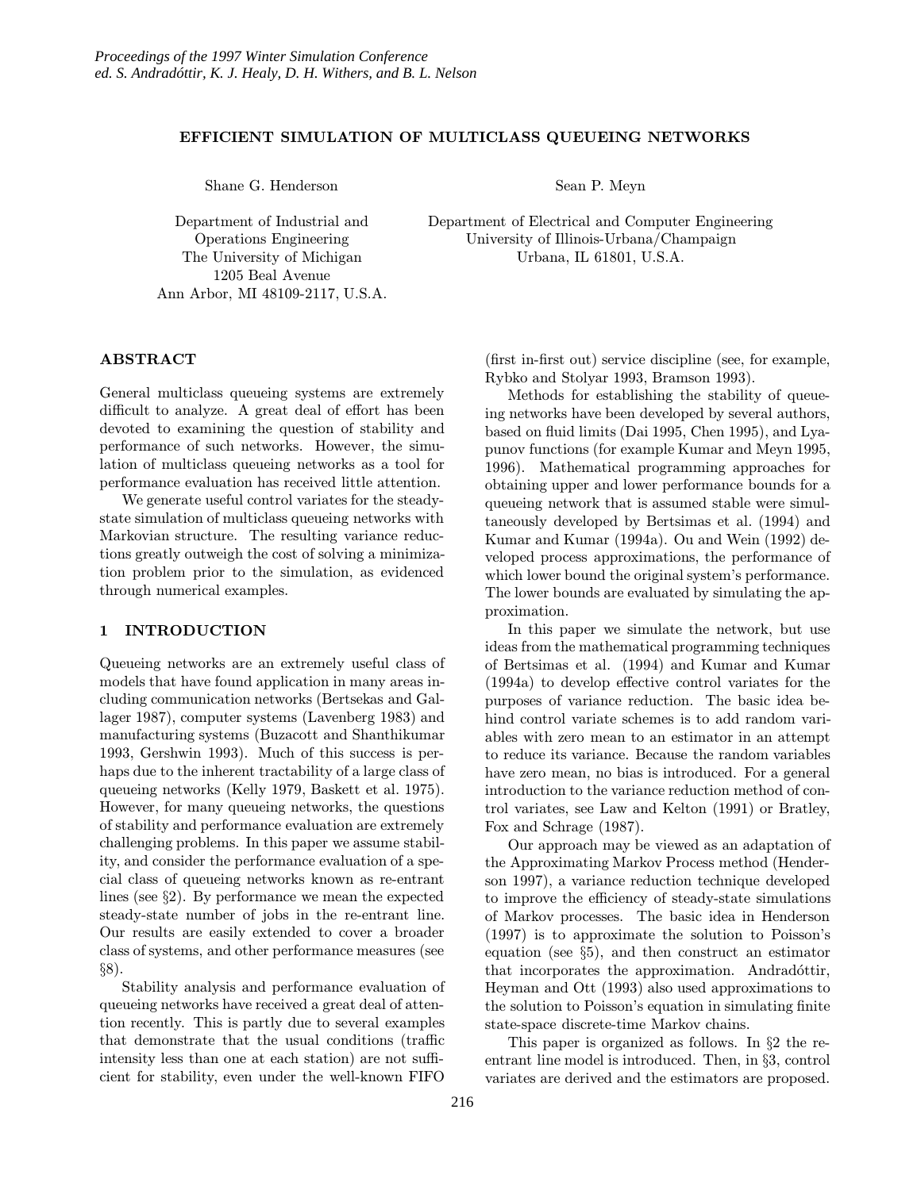# EFFICIENT SIMULATION OF MULTICLASS QUEUEING NETWORKS

Shane G. Henderson

Department of Industrial and Operations Engineering
The University of Michigan
1205 Beal Avenue
Ann Arbor, MI 48109-2117, U.S.A.

Sean P. Meyn

Department of Electrical and Computer Engineering
University of Illinois-Urbana/Champaign
Urbana, IL 61801, U.S.A.

## ABSTRACT

General multiclass queueing systems are extremely difficult to analyze. A great deal of effort has been devoted to examining the question of stability and performance of such networks. However, the simulation of multiclass queueing networks as a tool for performance evaluation has received little attention.

We generate useful control variates for the steady-state simulation of multiclass queueing networks with Markovian structure. The resulting variance reductions greatly outweigh the cost of solving a minimization problem prior to the simulation, as evidenced through numerical examples.

## 1 INTRODUCTION

Queueing networks are an extremely useful class of models that have found application in many areas including communication networks (Bertsekas and Gallager 1987), computer systems (Lavenberg 1983) and manufacturing systems (Buzacott and Shanthikumar 1993, Gershwin 1993). Much of this success is perhaps due to the inherent tractability of a large class of queueing networks (Kelly 1979, Baskett et al. 1975). However, for many queueing networks, the questions of stability and performance evaluation are extremely challenging problems. In this paper we assume stability, and consider the performance evaluation of a special class of queueing networks known as re-entrant lines (see §2). By performance we mean the expected steady-state number of jobs in the re-entrant line. Our results are easily extended to cover a broader class of systems, and other performance measures (see §8).

Stability analysis and performance evaluation of queueing networks have received a great deal of attention recently. This is partly due to several examples that demonstrate that the usual conditions (traffic intensity less than one at each station) are not sufficient for stability, even under the well-known FIFO (first in-first out) service discipline (see, for example, Rybko and Stolyar 1993, Bramson 1993).

Methods for establishing the stability of queueing networks have been developed by several authors, based on fluid limits (Dai 1995, Chen 1995), and Lyapunov functions (for example Kumar and Meyn 1995, 1996). Mathematical programming approaches for obtaining upper and lower performance bounds for a queueing network that is assumed stable were simultaneously developed by Bertsimas et al. (1994) and Kumar and Kumar (1994a). Ou and Wein (1992) developed process approximations, the performance of which lower bound the original system's performance. The lower bounds are evaluated by simulating the approximation.

In this paper we simulate the network, but use ideas from the mathematical programming techniques of Bertsimas et al. (1994) and Kumar and Kumar (1994a) to develop effective control variates for the purposes of variance reduction. The basic idea behind control variate schemes is to add random variables with zero mean to an estimator in an attempt to reduce its variance. Because the random variables have zero mean, no bias is introduced. For a general introduction to the variance reduction method of control variates, see Law and Kelton (1991) or Bratley, Fox and Schrage (1987).

Our approach may be viewed as an adaptation of the Approximating Markov Process method (Henderson 1997), a variance reduction technique developed to improve the efficiency of steady-state simulations of Markov processes. The basic idea in Henderson (1997) is to approximate the solution to Poisson's equation (see §5), and then construct an estimator that incorporates the approximation. Andradóttir, Heyman and Ott (1993) also used approximations to the solution to Poisson's equation in simulating finite state-space discrete-time Markov chains.

This paper is organized as follows. In §2 the re-entrant line model is introduced. Then, in §3, control variates are derived and the estimators are proposed.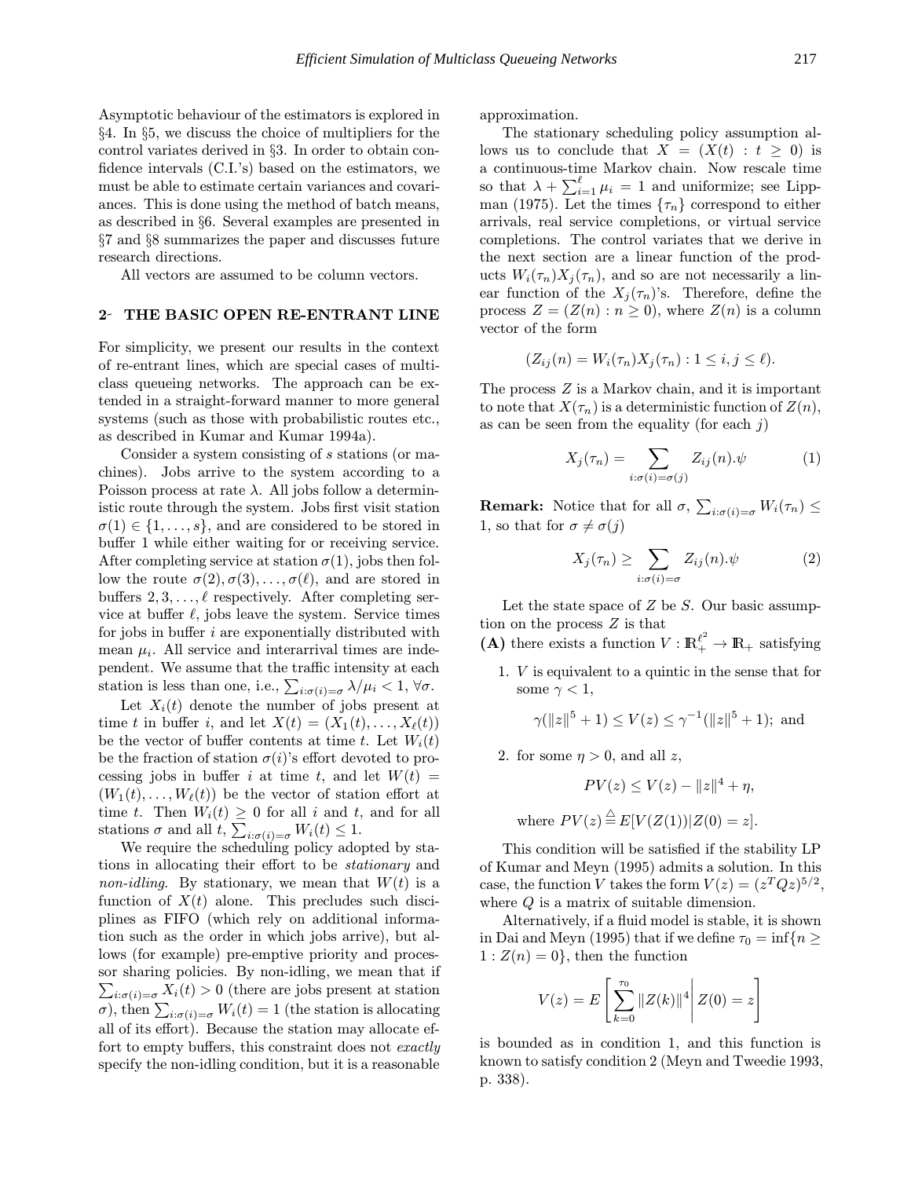Asymptotic behaviour of the estimators is explored in §4. In §5, we discuss the choice of multipliers for the control variates derived in §3. In order to obtain confidence intervals (C.I.'s) based on the estimators, we must be able to estimate certain variances and covariances. This is done using the method of batch means, as described in §6. Several examples are presented in §7 and §8 summarizes the paper and discusses future research directions.

All vectors are assumed to be column vectors.

## 2 THE BASIC OPEN RE-ENTRANT LINE

For simplicity, we present our results in the context of re-entrant lines, which are special cases of multiclass queueing networks. The approach can be extended in a straight-forward manner to more general systems (such as those with probabilistic routes etc., as described in Kumar and Kumar 1994a).

Consider a system consisting of $s$ stations (or machines). Jobs arrive to the system according to a Poisson process at rate $\lambda$. All jobs follow a deterministic route through the system. Jobs first visit station $\sigma(1) \in \{1, \ldots, s\}$, and are considered to be stored in buffer 1 while either waiting for or receiving service. After completing service at station $\sigma(1)$, jobs then follow the route $\sigma(2), \sigma(3), \ldots, \sigma(\ell)$, and are stored in buffers $2, 3, \ldots, \ell$ respectively. After completing service at buffer $\ell$, jobs leave the system. Service times for jobs in buffer $i$ are exponentially distributed with mean $\mu_i$. All service and interarrival times are independent. We assume that the traffic intensity at each station is less than one, i.e., $\sum_{i:\sigma(i)=\sigma} \lambda/\mu_i < 1, \forall \sigma$.

Let $X_i(t)$ denote the number of jobs present at time $t$ in buffer $i$, and let $X(t) = (X_1(t), \ldots, X_\ell(t))$ be the vector of buffer contents at time $t$. Let $W_i(t)$ be the fraction of station $\sigma(i)$'s effort devoted to processing jobs in buffer $i$ at time $t$, and let $W(t) = (W_1(t), \ldots, W_\ell(t))$ be the vector of station effort at time $t$. Then $W_i(t) \geq 0$ for all $i$ and $t$, and for all stations $\sigma$ and all $t$, $\sum_{i:\sigma(i)=\sigma} W_i(t) \leq 1$.

We require the scheduling policy adopted by stations in allocating their effort to be *stationary* and *non-idling*. By stationary, we mean that $W(t)$ is a function of $X(t)$ alone. This precludes such disciplines as FIFO (which rely on additional information such as the order in which jobs arrive), but allows (for example) pre-emptive priority and processor sharing policies. By non-idling, we mean that if $\sum_{i:\sigma(i)=\sigma} X_i(t) > 0$ (there are jobs present at station $\sigma$), then $\sum_{i:\sigma(i)=\sigma} W_i(t) = 1$ (the station is allocating all of its effort). Because the station may allocate effort to empty buffers, this constraint does not *exactly* specify the non-idling condition, but it is a reasonable approximation.

The stationary scheduling policy assumption allows us to conclude that $X = (X(t) : t \geq 0)$ is a continuous-time Markov chain. Now rescale time so that $\lambda + \sum_{i=1}^{\ell} \mu_i = 1$ and uniformize; see Lippman (1975). Let the times $\{\tau_n\}$ correspond to either arrivals, real service completions, or virtual service completions. The control variates that we derive in the next section are a linear function of the products $W_i(\tau_n)X_j(\tau_n)$, and so are not necessarily a linear function of the $X_j(\tau_n)$'s. Therefore, define the process $Z = (Z(n) : n \geq 0)$, where $Z(n)$ is a column vector of the form

$$(Z_{ij}(n) = W_i(\tau_n)X_j(\tau_n) : 1 \leq i, j \leq \ell).$$

The process $Z$ is a Markov chain, and it is important to note that $X(\tau_n)$ is a deterministic function of $Z(n)$, as can be seen from the equality (for each $j$)

$$X_j(\tau_n) = \sum_{i:\sigma(i)=\sigma(j)} Z_{ij}(n).\psi \tag{1}$$

**Remark:** Notice that for all $\sigma$, $\sum_{i:\sigma(i)=\sigma} W_i(\tau_n) \leq 1$, so that for $\sigma \neq \sigma(j)$

$$X_j(\tau_n) \geq \sum_{i:\sigma(i)=\sigma} Z_{ij}(n).\psi \tag{2}$$

Let the state space of $Z$ be $S$. Our basic assumption on the process $Z$ is that

**(A)** there exists a function $V : \mathbb{R}_+^{\ell^2} \to \mathbb{R}_+$ satisfying

1. $V$ is equivalent to a quintic in the sense that for some $\gamma < 1$,

   $$\gamma(\|z\|^5 + 1) \leq V(z) \leq \gamma^{-1}(\|z\|^5 + 1); \text{ and}$$

2. for some $\eta > 0$, and all $z$,

   $$PV(z) \leq V(z) - \|z\|^4 + \eta,$$

   where $PV(z) \stackrel{\triangle}{=} E[V(Z(1))|Z(0) = z]$.

This condition will be satisfied if the stability LP of Kumar and Meyn (1995) admits a solution. In this case, the function $V$ takes the form $V(z) = (z^T Q z)^{5/2}$, where $Q$ is a matrix of suitable dimension.

Alternatively, if a fluid model is stable, it is shown in Dai and Meyn (1995) that if we define $\tau_0 = \inf\{n \geq 1 : Z(n) = 0\}$, then the function

$$V(z) = E\left[\sum_{k=0}^{\tau_0} \|Z(k)\|^4 \middle| Z(0) = z\right]$$

is bounded as in condition 1, and this function is known to satisfy condition 2 (Meyn and Tweedie 1993, p. 338).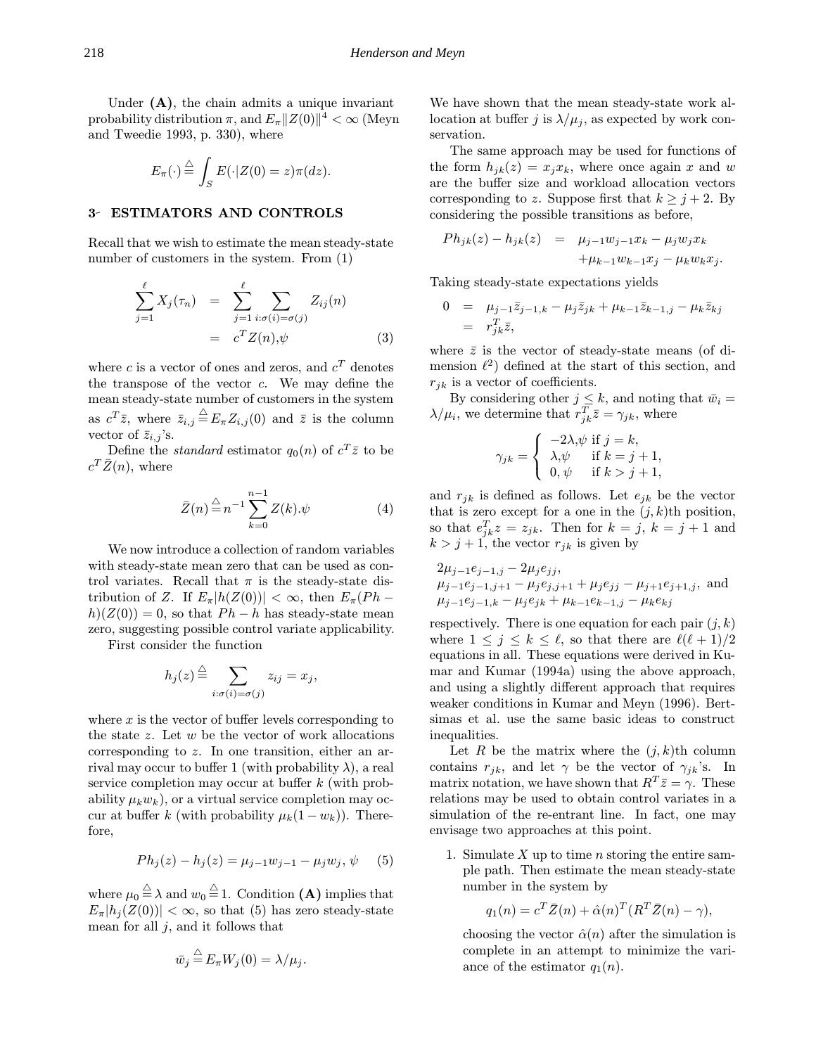Under **(A)**, the chain admits a unique invariant probability distribution $\pi$, and $E_\pi\|Z(0)\|^4 < \infty$ (Meyn and Tweedie 1993, p. 330), where

$$E_\pi(\cdot) \stackrel{\triangle}{=} \int_S E(\cdot|Z(0) = z)\pi(dz).$$

## 3- ESTIMATORS AND CONTROLS

Recall that we wish to estimate the mean steady-state number of customers in the system. From (1)

$$\begin{aligned} \sum_{j=1}^{\ell} X_j(\tau_n) &= \sum_{j=1}^{\ell} \sum_{i:\sigma(i)=\sigma(j)} Z_{ij}(n) \\ &= c^T Z(n), \psi \qquad (3) \end{aligned}$$

where $c$ is a vector of ones and zeros, and $c^T$ denotes the transpose of the vector $c$. We may define the mean steady-state number of customers in the system as $c^T \bar{z}$, where $\bar{z}_{i,j} \stackrel{\triangle}{=} E_\pi Z_{i,j}(0)$ and $\bar{z}$ is the column vector of $\bar{z}_{i,j}$'s.

Define the *standard* estimator $q_0(n)$ of $c^T\bar{z}$ to be $c^T\bar{Z}(n)$, where

$$\bar{Z}(n) \stackrel{\triangle}{=} n^{-1} \sum_{k=0}^{n-1} Z(k). \psi \qquad (4)$$

We now introduce a collection of random variables with steady-state mean zero that can be used as control variates. Recall that $\pi$ is the steady-state distribution of $Z$. If $E_\pi|h(Z(0))| < \infty$, then $E_\pi(Ph - h)(Z(0)) = 0$, so that $Ph - h$ has steady-state mean zero, suggesting possible control variate applicability.

First consider the function

$$h_j(z) \stackrel{\triangle}{=} \sum_{i:\sigma(i)=\sigma(j)} z_{ij} = x_j,$$

where $x$ is the vector of buffer levels corresponding to the state $z$. Let $w$ be the vector of work allocations corresponding to $z$. In one transition, either an arrival may occur to buffer 1 (with probability $\lambda$), a real service completion may occur at buffer $k$ (with probability $\mu_k w_k$), or a virtual service completion may occur at buffer $k$ (with probability $\mu_k(1 - w_k)$). Therefore,

$$Ph_j(z) - h_j(z) = \mu_{j-1}w_{j-1} - \mu_j w_j, \psi \qquad (5)$$

where $\mu_0 \stackrel{\triangle}{=} \lambda$ and $w_0 \stackrel{\triangle}{=} 1$. Condition **(A)** implies that $E_\pi|h_j(Z(0))| < \infty$, so that (5) has zero steady-state mean for all $j$, and it follows that

$$\bar{w}_j \stackrel{\triangle}{=} E_\pi W_j(0) = \lambda/\mu_j.$$

We have shown that the mean steady-state work allocation at buffer $j$ is $\lambda/\mu_j$, as expected by work conservation.

The same approach may be used for functions of the form $h_{jk}(z) = x_j x_k$, where once again $x$ and $w$ are the buffer size and workload allocation vectors corresponding to $z$. Suppose first that $k \geq j + 2$. By considering the possible transitions as before,

$$\begin{aligned} Ph_{jk}(z) - h_{jk}(z) &= \mu_{j-1}w_{j-1}x_k - \mu_j w_j x_k \\ &\quad + \mu_{k-1}w_{k-1}x_j - \mu_k w_k x_j. \end{aligned}$$

Taking steady-state expectations yields

$$\begin{aligned} 0 &= \mu_{j-1}\bar{z}_{j-1,k} - \mu_j \bar{z}_{jk} + \mu_{k-1}\bar{z}_{k-1,j} - \mu_k \bar{z}_{kj} \\ &= r_{jk}^T \bar{z}, \end{aligned}$$

where $\bar{z}$ is the vector of steady-state means (of dimension $\ell^2$) defined at the start of this section, and $r_{jk}$ is a vector of coefficients.

By considering other $j \leq k$, and noting that $\bar{w}_i = \lambda/\mu_i$, we determine that $r_{jk}^T \bar{z} = \gamma_{jk}$, where

$$\gamma_{jk} = \begin{cases} -2\lambda, \psi & \text{if } j = k, \\ \lambda, \psi & \text{if } k = j + 1, \\ 0, \psi & \text{if } k > j + 1, \end{cases}$$

and $r_{jk}$ is defined as follows. Let $e_{jk}$ be the vector that is zero except for a one in the $(j, k)$th position, so that $e_{jk}^T z = z_{jk}$. Then for $k = j$, $k = j + 1$ and $k > j + 1$, the vector $r_{jk}$ is given by

$2\mu_{j-1}e_{j-1,j} - 2\mu_j e_{jj}$,
$\mu_{j-1}e_{j-1,j+1} - \mu_j e_{j,j+1} + \mu_j e_{jj} - \mu_{j+1}e_{j+1,j}$, and
$\mu_{j-1}e_{j-1,k} - \mu_j e_{jk} + \mu_{k-1}e_{k-1,j} - \mu_k e_{kj}$

respectively. There is one equation for each pair $(j, k)$ where $1 \leq j \leq k \leq \ell$, so that there are $\ell(\ell + 1)/2$ equations in all. These equations were derived in Kumar and Kumar (1994a) using the above approach, and using a slightly different approach that requires weaker conditions in Kumar and Meyn (1996). Bertsimas et al. use the same basic ideas to construct inequalities.

Let $R$ be the matrix where the $(j, k)$th column contains $r_{jk}$, and let $\gamma$ be the vector of $\gamma_{jk}$'s. In matrix notation, we have shown that $R^T\bar{z} = \gamma$. These relations may be used to obtain control variates in a simulation of the re-entrant line. In fact, one may envisage two approaches at this point.

1. Simulate $X$ up to time $n$ storing the entire sample path. Then estimate the mean steady-state number in the system by

   $$q_1(n) = c^T\bar{Z}(n) + \hat{\alpha}(n)^T(R^T\bar{Z}(n) - \gamma),$$

   choosing the vector $\hat{\alpha}(n)$ after the simulation is complete in an attempt to minimize the variance of the estimator $q_1(n)$.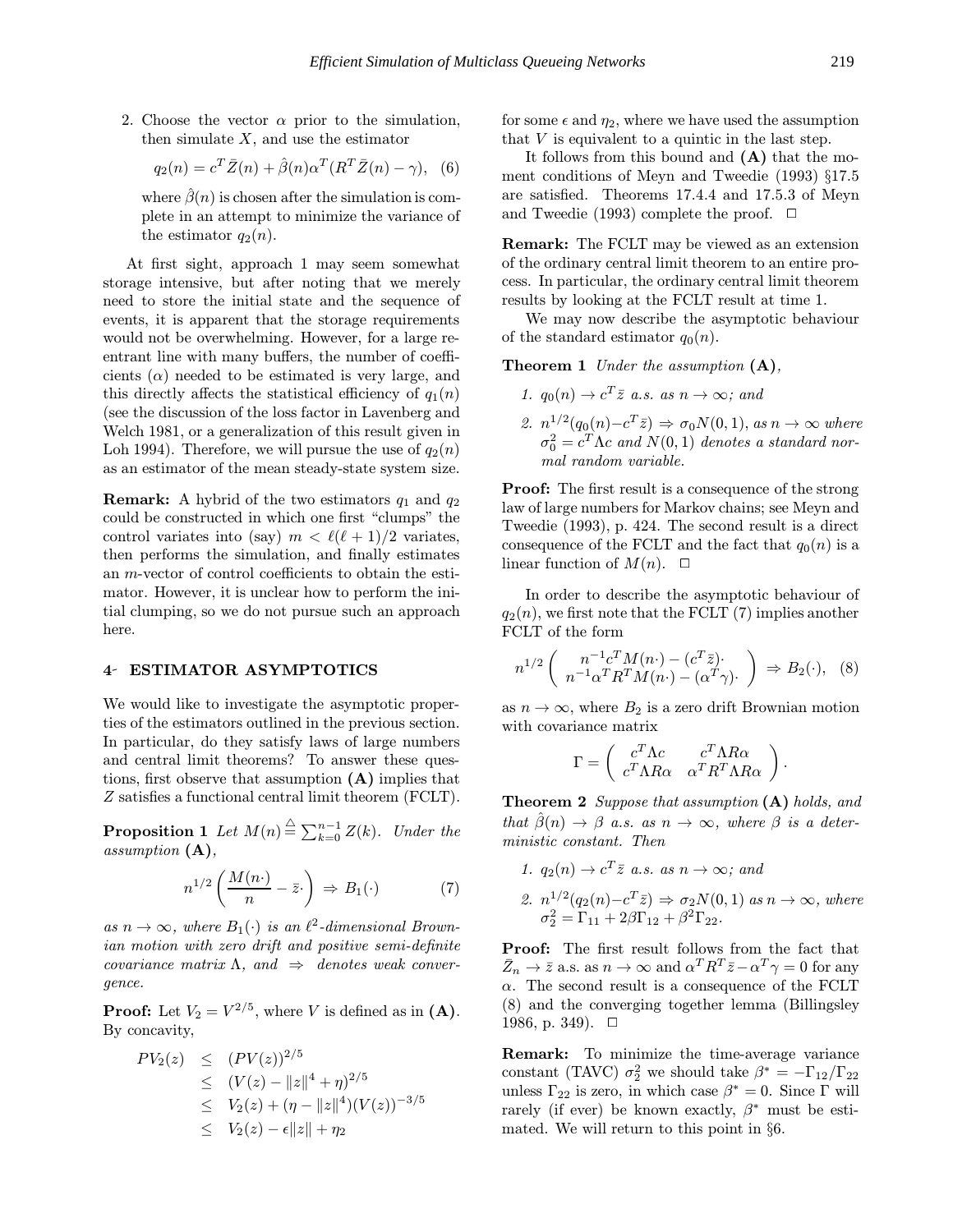2. Choose the vector $\alpha$ prior to the simulation, then simulate $X$, and use the estimator

$$q_2(n) = c^T \bar{Z}(n) + \hat{\beta}(n)\alpha^T(R^T\bar{Z}(n) - \gamma), \quad (6)$$

where $\hat{\beta}(n)$ is chosen after the simulation is complete in an attempt to minimize the variance of the estimator $q_2(n)$.

At first sight, approach 1 may seem somewhat storage intensive, but after noting that we merely need to store the initial state and the sequence of events, it is apparent that the storage requirements would not be overwhelming. However, for a large reentrant line with many buffers, the number of coefficients ($\alpha$) needed to be estimated is very large, and this directly affects the statistical efficiency of $q_1(n)$ (see the discussion of the loss factor in Lavenberg and Welch 1981, or a generalization of this result given in Loh 1994). Therefore, we will pursue the use of $q_2(n)$ as an estimator of the mean steady-state system size.

**Remark:** A hybrid of the two estimators $q_1$ and $q_2$ could be constructed in which one first "clumps" the control variates into (say) $m < \ell(\ell+1)/2$ variates, then performs the simulation, and finally estimates an $m$-vector of control coefficients to obtain the estimator. However, it is unclear how to perform the initial clumping, so we do not pursue such an approach here.

## 4 ESTIMATOR ASYMPTOTICS

We would like to investigate the asymptotic properties of the estimators outlined in the previous section. In particular, do they satisfy laws of large numbers and central limit theorems? To answer these questions, first observe that assumption **(A)** implies that $Z$ satisfies a functional central limit theorem (FCLT).

**Proposition 1** *Let $M(n) \stackrel{\triangle}{=} \sum_{k=0}^{n-1} Z(k)$. Under the assumption* **(A)**,

$$n^{1/2}\left(\frac{M(n\cdot)}{n} - \bar{z}\cdot\right) \Rightarrow B_1(\cdot) \quad (7)$$

*as $n \to \infty$, where $B_1(\cdot)$ is an $\ell^2$-dimensional Brownian motion with zero drift and positive semi-definite covariance matrix $\Lambda$, and $\Rightarrow$ denotes weak convergence.*

**Proof:** Let $V_2 = V^{2/5}$, where $V$ is defined as in **(A)**. By concavity,

$$\begin{aligned} PV_2(z) &\leq (PV(z))^{2/5} \\ &\leq (V(z) - \|z\|^4 + \eta)^{2/5} \\ &\leq V_2(z) + (\eta - \|z\|^4)(V(z))^{-3/5} \\ &\leq V_2(z) - \epsilon\|z\| + \eta_2 \end{aligned}$$

for some $\epsilon$ and $\eta_2$, where we have used the assumption that $V$ is equivalent to a quintic in the last step.

It follows from this bound and **(A)** that the moment conditions of Meyn and Tweedie (1993) §17.5 are satisfied. Theorems 17.4.4 and 17.5.3 of Meyn and Tweedie (1993) complete the proof. $\Box$

**Remark:** The FCLT may be viewed as an extension of the ordinary central limit theorem to an entire process. In particular, the ordinary central limit theorem results by looking at the FCLT result at time 1.

We may now describe the asymptotic behaviour of the standard estimator $q_0(n)$.

**Theorem 1** *Under the assumption* **(A)**,

1. *$q_0(n) \to c^T\bar{z}$ a.s. as $n \to \infty$; and*
2. *$n^{1/2}(q_0(n) - c^T\bar{z}) \Rightarrow \sigma_0 N(0,1)$, as $n \to \infty$ where $\sigma_0^2 = c^T\Lambda c$ and $N(0,1)$ denotes a standard normal random variable.*

**Proof:** The first result is a consequence of the strong law of large numbers for Markov chains; see Meyn and Tweedie (1993), p. 424. The second result is a direct consequence of the FCLT and the fact that $q_0(n)$ is a linear function of $M(n)$. $\Box$

In order to describe the asymptotic behaviour of $q_2(n)$, we first note that the FCLT (7) implies another FCLT of the form

$$n^{1/2}\left(\begin{array}{c} n^{-1}c^T M(n\cdot) - (c^T\bar{z})\cdot \\ n^{-1}\alpha^T R^T M(n\cdot) - (\alpha^T\gamma)\cdot \end{array}\right) \Rightarrow B_2(\cdot), \quad (8)$$

as $n \to \infty$, where $B_2$ is a zero drift Brownian motion with covariance matrix

$$\Gamma = \left(\begin{array}{cc} c^T\Lambda c & c^T\Lambda R\alpha \\ c^T\Lambda R\alpha & \alpha^T R^T \Lambda R\alpha \end{array}\right).$$

**Theorem 2** *Suppose that assumption* **(A)** *holds, and that $\hat{\beta}(n) \to \beta$ a.s. as $n \to \infty$, where $\beta$ is a deterministic constant. Then*

1. *$q_2(n) \to c^T\bar{z}$ a.s. as $n \to \infty$; and*
2. *$n^{1/2}(q_2(n) - c^T\bar{z}) \Rightarrow \sigma_2 N(0,1)$ as $n \to \infty$, where $\sigma_2^2 = \Gamma_{11} + 2\beta\Gamma_{12} + \beta^2\Gamma_{22}$.*

**Proof:** The first result follows from the fact that $\bar{Z}_n \to \bar{z}$ a.s. as $n \to \infty$ and $\alpha^T R^T \bar{z} - \alpha^T\gamma = 0$ for any $\alpha$. The second result is a consequence of the FCLT (8) and the converging together lemma (Billingsley 1986, p. 349). $\Box$

**Remark:** To minimize the time-average variance constant (TAVC) $\sigma_2^2$ we should take $\beta^* = -\Gamma_{12}/\Gamma_{22}$ unless $\Gamma_{22}$ is zero, in which case $\beta^* = 0$. Since $\Gamma$ will rarely (if ever) be known exactly, $\beta^*$ must be estimated. We will return to this point in §6.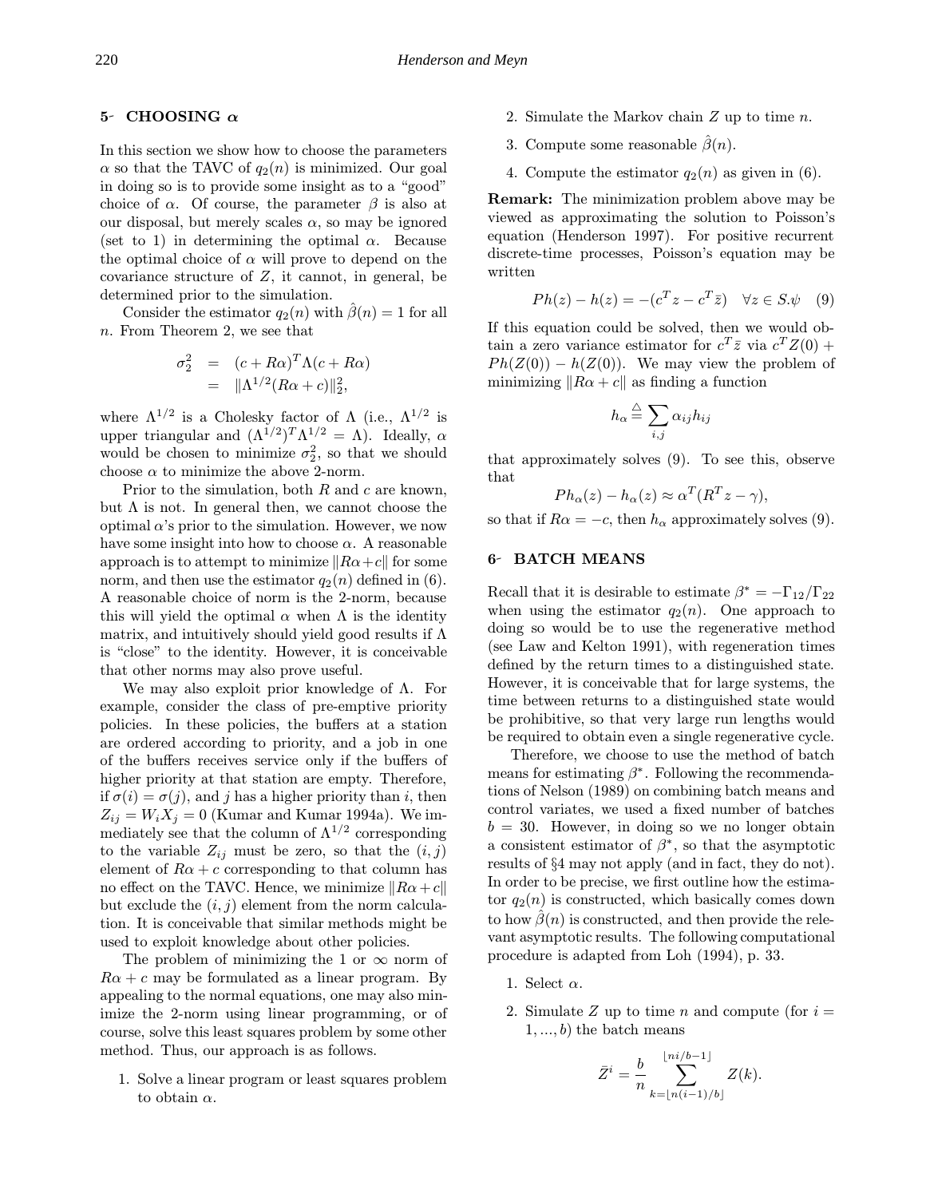## 5- CHOOSING $\alpha$

In this section we show how to choose the parameters $\alpha$ so that the TAVC of $q_2(n)$ is minimized. Our goal in doing so is to provide some insight as to a "good" choice of $\alpha$. Of course, the parameter $\beta$ is also at our disposal, but merely scales $\alpha$, so may be ignored (set to 1) in determining the optimal $\alpha$. Because the optimal choice of $\alpha$ will prove to depend on the covariance structure of $Z$, it cannot, in general, be determined prior to the simulation.

Consider the estimator $q_2(n)$ with $\hat{\beta}(n) = 1$ for all $n$. From Theorem 2, we see that

$$\begin{aligned}\sigma_2^2 &= (c + R\alpha)^T \Lambda (c + R\alpha) \\ &= \|\Lambda^{1/2}(R\alpha + c)\|_2^2,\end{aligned}$$

where $\Lambda^{1/2}$ is a Cholesky factor of $\Lambda$ (i.e., $\Lambda^{1/2}$ is upper triangular and $(\Lambda^{1/2})^T \Lambda^{1/2} = \Lambda$). Ideally, $\alpha$ would be chosen to minimize $\sigma_2^2$, so that we should choose $\alpha$ to minimize the above 2-norm.

Prior to the simulation, both $R$ and $c$ are known, but $\Lambda$ is not. In general then, we cannot choose the optimal $\alpha$'s prior to the simulation. However, we now have some insight into how to choose $\alpha$. A reasonable approach is to attempt to minimize $\|R\alpha + c\|$ for some norm, and then use the estimator $q_2(n)$ defined in (6). A reasonable choice of norm is the 2-norm, because this will yield the optimal $\alpha$ when $\Lambda$ is the identity matrix, and intuitively should yield good results if $\Lambda$ is "close" to the identity. However, it is conceivable that other norms may also prove useful.

We may also exploit prior knowledge of $\Lambda$. For example, consider the class of pre-emptive priority policies. In these policies, the buffers at a station are ordered according to priority, and a job in one of the buffers receives service only if the buffers of higher priority at that station are empty. Therefore, if $\sigma(i) = \sigma(j)$, and $j$ has a higher priority than $i$, then $Z_{ij} = W_i X_j = 0$ (Kumar and Kumar 1994a). We immediately see that the column of $\Lambda^{1/2}$ corresponding to the variable $Z_{ij}$ must be zero, so that the $(i, j)$ element of $R\alpha + c$ corresponding to that column has no effect on the TAVC. Hence, we minimize $\|R\alpha + c\|$ but exclude the $(i, j)$ element from the norm calculation. It is conceivable that similar methods might be used to exploit knowledge about other policies.

The problem of minimizing the 1 or $\infty$ norm of $R\alpha + c$ may be formulated as a linear program. By appealing to the normal equations, one may also minimize the 2-norm using linear programming, or of course, solve this least squares problem by some other method. Thus, our approach is as follows.

1. Solve a linear program or least squares problem to obtain $\alpha$.
2. Simulate the Markov chain $Z$ up to time $n$.
3. Compute some reasonable $\hat{\beta}(n)$.
4. Compute the estimator $q_2(n)$ as given in (6).

**Remark:** The minimization problem above may be viewed as approximating the solution to Poisson's equation (Henderson 1997). For positive recurrent discrete-time processes, Poisson's equation may be written

$$Ph(z) - h(z) = -(c^T z - c^T \bar{z}) \quad \forall z \in S.\psi \quad (9)$$

If this equation could be solved, then we would obtain a zero variance estimator for $c^T \bar{z}$ via $c^T Z(0) + Ph(Z(0)) - h(Z(0))$. We may view the problem of minimizing $\|R\alpha + c\|$ as finding a function

$$h_\alpha \stackrel{\triangle}{=} \sum_{i,j} \alpha_{ij} h_{ij}$$

that approximately solves (9). To see this, observe that

$$Ph_\alpha(z) - h_\alpha(z) \approx \alpha^T(R^T z - \gamma),$$

so that if $R\alpha = -c$, then $h_\alpha$ approximately solves (9).

## 6- BATCH MEANS

Recall that it is desirable to estimate $\beta^* = -\Gamma_{12}/\Gamma_{22}$ when using the estimator $q_2(n)$. One approach to doing so would be to use the regenerative method (see Law and Kelton 1991), with regeneration times defined by the return times to a distinguished state. However, it is conceivable that for large systems, the time between returns to a distinguished state would be prohibitive, so that very large run lengths would be required to obtain even a single regenerative cycle.

Therefore, we choose to use the method of batch means for estimating $\beta^*$. Following the recommendations of Nelson (1989) on combining batch means and control variates, we used a fixed number of batches $b = 30$. However, in doing so we no longer obtain a consistent estimator of $\beta^*$, so that the asymptotic results of §4 may not apply (and in fact, they do not). In order to be precise, we first outline how the estimator $q_2(n)$ is constructed, which basically comes down to how $\hat{\beta}(n)$ is constructed, and then provide the relevant asymptotic results. The following computational procedure is adapted from Loh (1994), p. 33.

1. Select $\alpha$.
2. Simulate $Z$ up to time $n$ and compute (for $i = 1, ..., b$) the batch means

$$\bar{Z}^i = \frac{b}{n} \sum_{k=\lfloor n(i-1)/b \rfloor}^{\lfloor ni/b - 1 \rfloor} Z(k).$$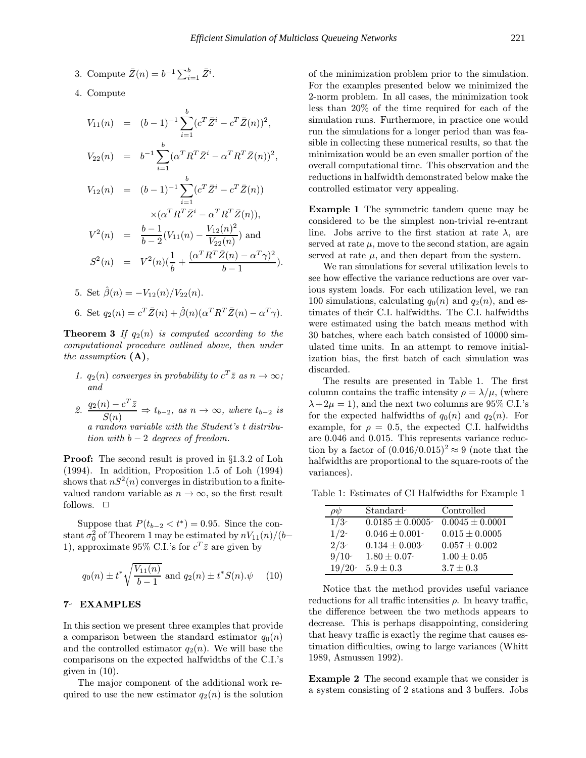3. Compute $\bar{Z}(n) = b^{-1}\sum_{i=1}^{b} \bar{Z}^i$.

4. Compute

$$
\begin{aligned}
V_{11}(n) &= (b-1)^{-1}\sum_{i=1}^{b}(c^T\bar{Z}^i - c^T\bar{Z}(n))^2,\\
V_{22}(n) &= b^{-1}\sum_{i=1}^{b}(\alpha^T R^T\bar{Z}^i - \alpha^T R^T\bar{Z}(n))^2,\\
V_{12}(n) &= (b-1)^{-1}\sum_{i=1}^{b}(c^T\bar{Z}^i - c^T\bar{Z}(n))\\
&\quad \times(\alpha^T R^T\bar{Z}^i - \alpha^T R^T\bar{Z}(n)),\\
V^2(n) &= \frac{b-1}{b-2}(V_{11}(n) - \frac{V_{12}(n)^2}{V_{22}(n)}) \text{ and}\\
S^2(n) &= V^2(n)(\frac{1}{b} + \frac{(\alpha^T R^T\bar{Z}(n) - \alpha^T\gamma)^2}{b-1}).
\end{aligned}
$$

5. Set $\hat{\beta}(n) = -V_{12}(n)/V_{22}(n)$.

6. Set $q_2(n) = c^T\bar{Z}(n) + \hat{\beta}(n)(\alpha^T R^T\bar{Z}(n) - \alpha^T\gamma)$.

**Theorem 3** *If $q_2(n)$ is computed according to the computational procedure outlined above, then under the assumption* **(A)**,

1. *$q_2(n)$ converges in probability to $c^T\bar{z}$ as $n \to \infty$; and*

2. *$\dfrac{q_2(n) - c^T\bar{z}}{S(n)} \Rightarrow t_{b-2}$, as $n \to \infty$, where $t_{b-2}$ is a random variable with the Student's t distribution with $b-2$ degrees of freedom.*

**Proof:** The second result is proved in §1.3.2 of Loh (1994). In addition, Proposition 1.5 of Loh (1994) shows that $nS^2(n)$ converges in distribution to a finite-valued random variable as $n \to \infty$, so the first result follows. □

Suppose that $P(t_{b-2} < t^*) = 0.95$. Since the constant $\sigma_0^2$ of Theorem 1 may be estimated by $nV_{11}(n)/(b-1)$, approximate 95% C.I.'s for $c^T\bar{z}$ are given by

$$
q_0(n) \pm t^*\sqrt{\frac{V_{11}(n)}{b-1}} \text{ and } q_2(n) \pm t^* S(n). \quad (10)
$$

## 7 EXAMPLES

In this section we present three examples that provide a comparison between the standard estimator $q_0(n)$ and the controlled estimator $q_2(n)$. We will base the comparisons on the expected halfwidths of the C.I.'s given in (10).

The major component of the additional work required to use the new estimator $q_2(n)$ is the solution of the minimization problem prior to the simulation. For the examples presented below we minimized the 2-norm problem. In all cases, the minimization took less than 20% of the time required for each of the simulation runs. Furthermore, in practice one would run the simulations for a longer period than was feasible in collecting these numerical results, so that the minimization would be an even smaller portion of the overall computational time. This observation and the reductions in halfwidth demonstrated below make the controlled estimator very appealing.

**Example 1** The symmetric tandem queue may be considered to be the simplest non-trivial re-entrant line. Jobs arrive to the first station at rate $\lambda$, are served at rate $\mu$, move to the second station, are again served at rate $\mu$, and then depart from the system.

We ran simulations for several utilization levels to see how effective the variance reductions are over various system loads. For each utilization level, we ran 100 simulations, calculating $q_0(n)$ and $q_2(n)$, and estimates of their C.I. halfwidths. The C.I. halfwidths were estimated using the batch means method with 30 batches, where each batch consisted of 10000 simulated time units. In an attempt to remove initialization bias, the first batch of each simulation was discarded.

The results are presented in Table 1. The first column contains the traffic intensity $\rho = \lambda/\mu$, (where $\lambda + 2\mu = 1$), and the next two columns are 95% C.I.'s for the expected halfwidths of $q_0(n)$ and $q_2(n)$. For example, for $\rho = 0.5$, the expected C.I. halfwidths are 0.046 and 0.015. This represents variance reduction by a factor of $(0.046/0.015)^2 \approx 9$ (note that the halfwidths are proportional to the square-roots of the variances).

Table 1: Estimates of CI Halfwidths for Example 1

| $\rho$ | Standard | Controlled |
|---|---|---|
| 1/3 | $0.0185 \pm 0.0005$ | $0.0045 \pm 0.0001$ |
| 1/2 | $0.046 \pm 0.001$ | $0.015 \pm 0.0005$ |
| 2/3 | $0.134 \pm 0.003$ | $0.057 \pm 0.002$ |
| 9/10 | $1.80 \pm 0.07$ | $1.00 \pm 0.05$ |
| 19/20 | $5.9 \pm 0.3$ | $3.7 \pm 0.3$ |

Notice that the method provides useful variance reductions for all traffic intensities $\rho$. In heavy traffic, the difference between the two methods appears to decrease. This is perhaps disappointing, considering that heavy traffic is exactly the regime that causes estimation difficulties, owing to large variances (Whitt 1989, Asmussen 1992).

**Example 2** The second example that we consider is a system consisting of 2 stations and 3 buffers. Jobs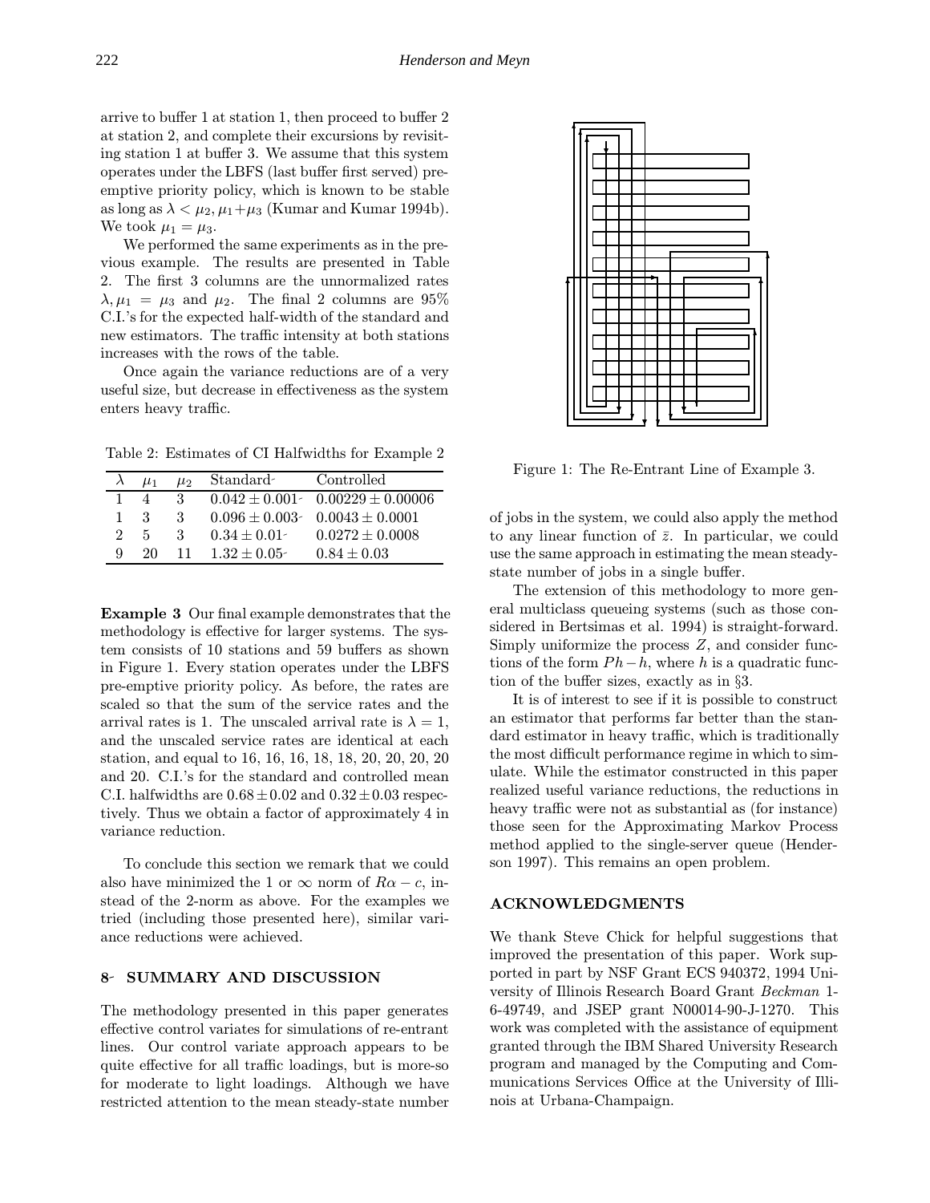arrive to buffer 1 at station 1, then proceed to buffer 2 at station 2, and complete their excursions by revisiting station 1 at buffer 3. We assume that this system operates under the LBFS (last buffer first served) preemptive priority policy, which is known to be stable as long as $\lambda < \mu_2, \mu_1 + \mu_3$ (Kumar and Kumar 1994b). We took $\mu_1 = \mu_3$.

We performed the same experiments as in the previous example. The results are presented in Table 2. The first 3 columns are the unnormalized rates $\lambda, \mu_1 = \mu_3$ and $\mu_2$. The final 2 columns are 95% C.I.'s for the expected half-width of the standard and new estimators. The traffic intensity at both stations increases with the rows of the table.

Once again the variance reductions are of a very useful size, but decrease in effectiveness as the system enters heavy traffic.

Table 2: Estimates of CI Halfwidths for Example 2

| $\lambda$ | $\mu_1$ | $\mu_2$ | Standard | Controlled |
|---|---|---|---|---|
| 1 | 4 | 3 | $0.042 \pm 0.001$ | $0.00229 \pm 0.00006$ |
| 1 | 3 | 3 | $0.096 \pm 0.003$ | $0.0043 \pm 0.0001$ |
| 2 | 5 | 3 | $0.34 \pm 0.01$ | $0.0272 \pm 0.0008$ |
| 9 | 20 | 11 | $1.32 \pm 0.05$ | $0.84 \pm 0.03$ |

**Example 3** Our final example demonstrates that the methodology is effective for larger systems. The system consists of 10 stations and 59 buffers as shown in Figure 1. Every station operates under the LBFS pre-emptive priority policy. As before, the rates are scaled so that the sum of the service rates and the arrival rates is 1. The unscaled arrival rate is $\lambda = 1$, and the unscaled service rates are identical at each station, and equal to 16, 16, 16, 18, 18, 20, 20, 20, 20 and 20. C.I.'s for the standard and controlled mean C.I. halfwidths are $0.68 \pm 0.02$ and $0.32 \pm 0.03$ respectively. Thus we obtain a factor of approximately 4 in variance reduction.

To conclude this section we remark that we could also have minimized the 1 or $\infty$ norm of $R\alpha - c$, instead of the 2-norm as above. For the examples we tried (including those presented here), similar variance reductions were achieved.

Figure 1: The Re-Entrant Line of Example 3.

## 8 SUMMARY AND DISCUSSION

The methodology presented in this paper generates effective control variates for simulations of re-entrant lines. Our control variate approach appears to be quite effective for all traffic loadings, but is more-so for moderate to light loadings. Although we have restricted attention to the mean steady-state number of jobs in the system, we could also apply the method to any linear function of $\bar{z}$. In particular, we could use the same approach in estimating the mean steady-state number of jobs in a single buffer.

The extension of this methodology to more general multiclass queueing systems (such as those considered in Bertsimas et al. 1994) is straight-forward. Simply uniformize the process $Z$, and consider functions of the form $Ph - h$, where $h$ is a quadratic function of the buffer sizes, exactly as in §3.

It is of interest to see if it is possible to construct an estimator that performs far better than the standard estimator in heavy traffic, which is traditionally the most difficult performance regime in which to simulate. While the estimator constructed in this paper realized useful variance reductions, the reductions in heavy traffic were not as substantial as (for instance) those seen for the Approximating Markov Process method applied to the single-server queue (Henderson 1997). This remains an open problem.

## ACKNOWLEDGMENTS

We thank Steve Chick for helpful suggestions that improved the presentation of this paper. Work supported in part by NSF Grant ECS 940372, 1994 University of Illinois Research Board Grant *Beckman* 1-6-49749, and JSEP grant N00014-90-J-1270. This work was completed with the assistance of equipment granted through the IBM Shared University Research program and managed by the Computing and Communications Services Office at the University of Illinois at Urbana-Champaign.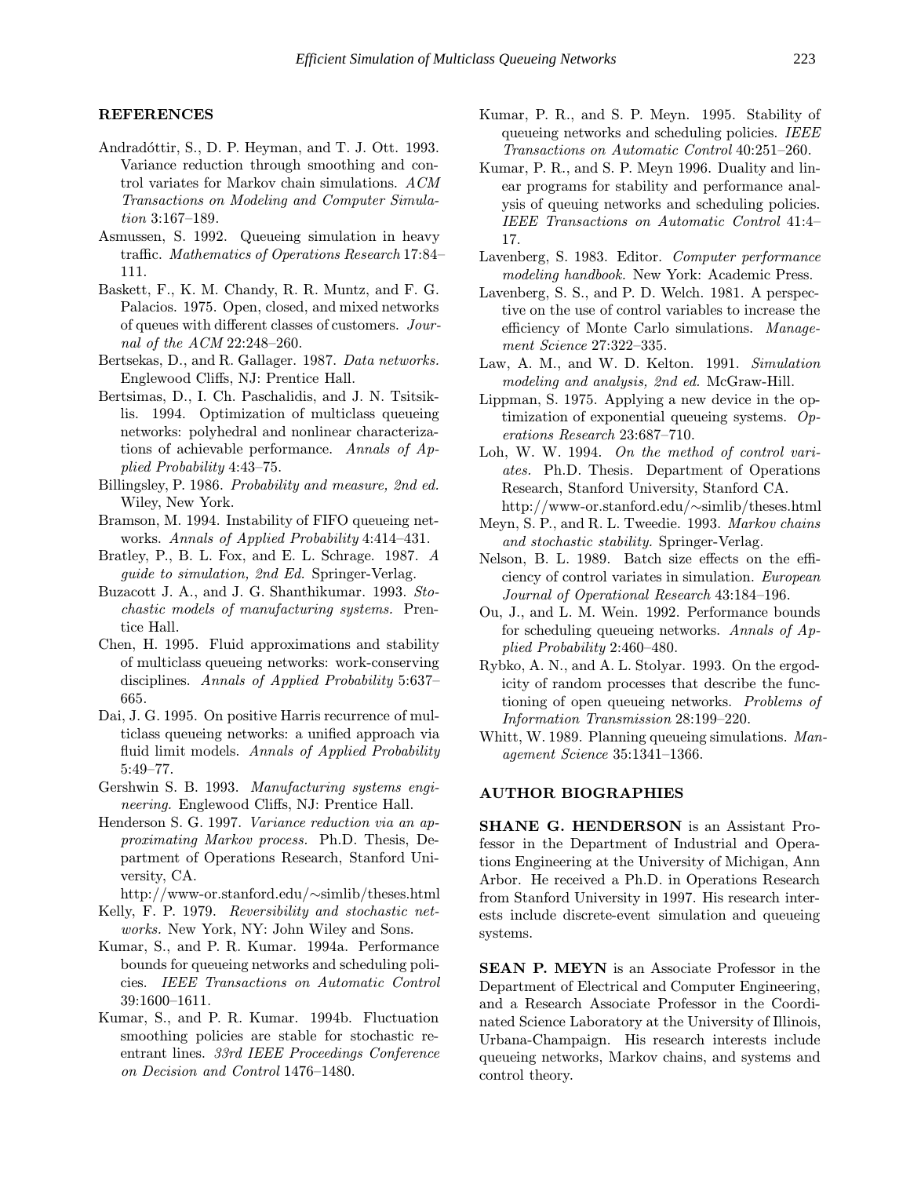## REFERENCES

Andradóttir, S., D. P. Heyman, and T. J. Ott. 1993. Variance reduction through smoothing and control variates for Markov chain simulations. *ACM Transactions on Modeling and Computer Simulation* 3:167–189.

Asmussen, S. 1992. Queueing simulation in heavy traffic. *Mathematics of Operations Research* 17:84–111.

Baskett, F., K. M. Chandy, R. R. Muntz, and F. G. Palacios. 1975. Open, closed, and mixed networks of queues with different classes of customers. *Journal of the ACM* 22:248–260.

Bertsekas, D., and R. Gallager. 1987. *Data networks.* Englewood Cliffs, NJ: Prentice Hall.

Bertsimas, D., I. Ch. Paschalidis, and J. N. Tsitsiklis. 1994. Optimization of multiclass queueing networks: polyhedral and nonlinear characterizations of achievable performance. *Annals of Applied Probability* 4:43–75.

Billingsley, P. 1986. *Probability and measure, 2nd ed.* Wiley, New York.

Bramson, M. 1994. Instability of FIFO queueing networks. *Annals of Applied Probability* 4:414–431.

Bratley, P., B. L. Fox, and E. L. Schrage. 1987. *A guide to simulation, 2nd Ed.* Springer-Verlag.

Buzacott J. A., and J. G. Shanthikumar. 1993. *Stochastic models of manufacturing systems.* Prentice Hall.

Chen, H. 1995. Fluid approximations and stability of multiclass queueing networks: work-conserving disciplines. *Annals of Applied Probability* 5:637–665.

Dai, J. G. 1995. On positive Harris recurrence of multiclass queueing networks: a unified approach via fluid limit models. *Annals of Applied Probability* 5:49–77.

Gershwin S. B. 1993. *Manufacturing systems engineering.* Englewood Cliffs, NJ: Prentice Hall.

Henderson S. G. 1997. *Variance reduction via an approximating Markov process.* Ph.D. Thesis, Department of Operations Research, Stanford University, CA. http://www-or.stanford.edu/∼simlib/theses.html

Kelly, F. P. 1979. *Reversibility and stochastic networks.* New York, NY: John Wiley and Sons.

Kumar, S., and P. R. Kumar. 1994a. Performance bounds for queueing networks and scheduling policies. *IEEE Transactions on Automatic Control* 39:1600–1611.

Kumar, S., and P. R. Kumar. 1994b. Fluctuation smoothing policies are stable for stochastic reentrant lines. *33rd IEEE Proceedings Conference on Decision and Control* 1476–1480.

Kumar, P. R., and S. P. Meyn. 1995. Stability of queueing networks and scheduling policies. *IEEE Transactions on Automatic Control* 40:251–260.

Kumar, P. R., and S. P. Meyn 1996. Duality and linear programs for stability and performance analysis of queuing networks and scheduling policies. *IEEE Transactions on Automatic Control* 41:4–17.

Lavenberg, S. 1983. Editor. *Computer performance modeling handbook.* New York: Academic Press.

Lavenberg, S. S., and P. D. Welch. 1981. A perspective on the use of control variables to increase the efficiency of Monte Carlo simulations. *Management Science* 27:322–335.

Law, A. M., and W. D. Kelton. 1991. *Simulation modeling and analysis, 2nd ed.* McGraw-Hill.

Lippman, S. 1975. Applying a new device in the optimization of exponential queueing systems. *Operations Research* 23:687–710.

Loh, W. W. 1994. *On the method of control variates.* Ph.D. Thesis. Department of Operations Research, Stanford University, Stanford CA. http://www-or.stanford.edu/∼simlib/theses.html

Meyn, S. P., and R. L. Tweedie. 1993. *Markov chains and stochastic stability.* Springer-Verlag.

Nelson, B. L. 1989. Batch size effects on the efficiency of control variates in simulation. *European Journal of Operational Research* 43:184–196.

Ou, J., and L. M. Wein. 1992. Performance bounds for scheduling queueing networks. *Annals of Applied Probability* 2:460–480.

Rybko, A. N., and A. L. Stolyar. 1993. On the ergodicity of random processes that describe the functioning of open queueing networks. *Problems of Information Transmission* 28:199–220.

Whitt, W. 1989. Planning queueing simulations. *Management Science* 35:1341–1366.

## AUTHOR BIOGRAPHIES

**SHANE G. HENDERSON** is an Assistant Professor in the Department of Industrial and Operations Engineering at the University of Michigan, Ann Arbor. He received a Ph.D. in Operations Research from Stanford University in 1997. His research interests include discrete-event simulation and queueing systems.

**SEAN P. MEYN** is an Associate Professor in the Department of Electrical and Computer Engineering, and a Research Associate Professor in the Coordinated Science Laboratory at the University of Illinois, Urbana-Champaign. His research interests include queueing networks, Markov chains, and systems and control theory.